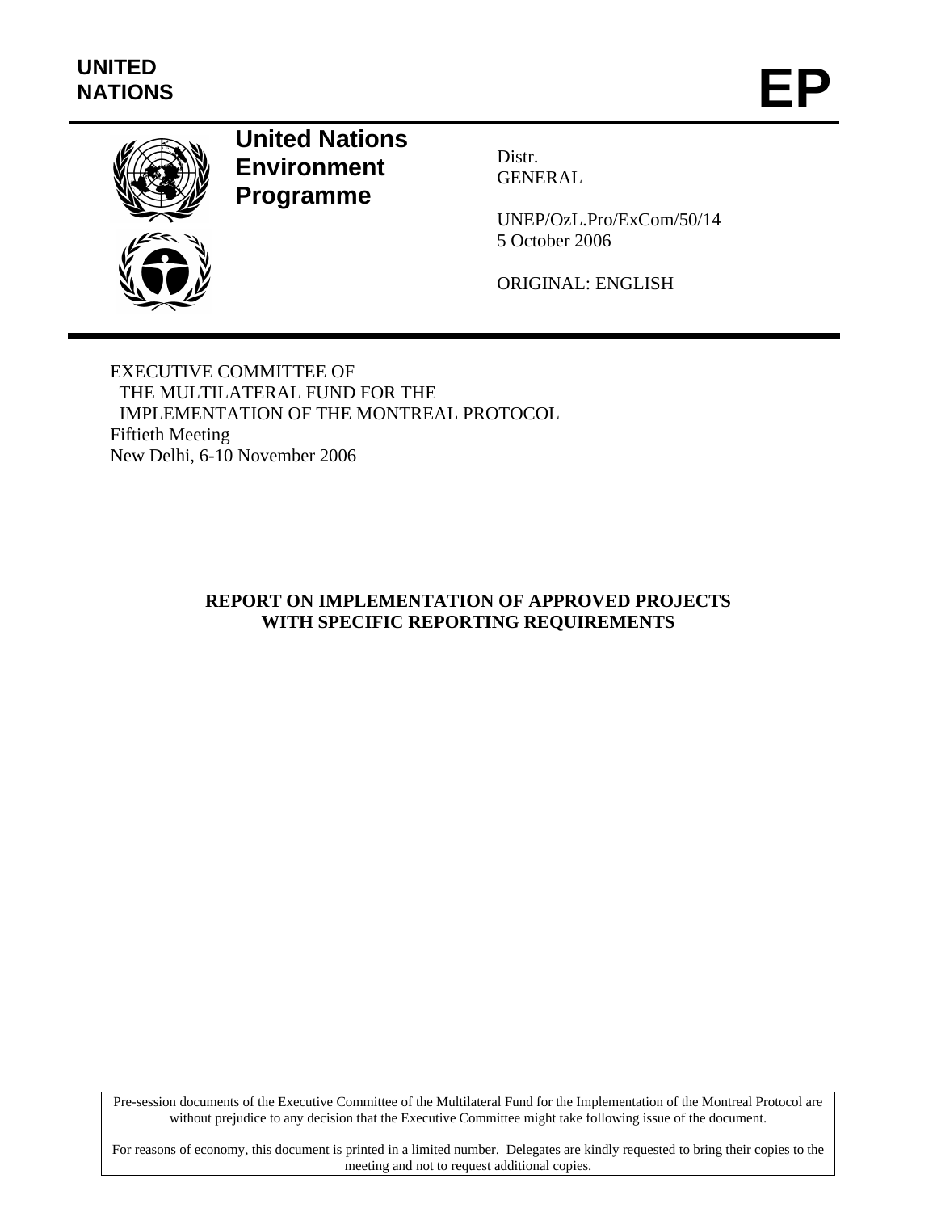**UNITED NATIONS**

# EP

**United Nations Environment Programme**

Distr.
GENERAL

UNEP/OzL.Pro/ExCom/50/14
5 October 2006

ORIGINAL: ENGLISH

EXECUTIVE COMMITTEE OF
THE MULTILATERAL FUND FOR THE
IMPLEMENTATION OF THE MONTREAL PROTOCOL
Fiftieth Meeting
New Delhi, 6-10 November 2006

## REPORT ON IMPLEMENTATION OF APPROVED PROJECTS WITH SPECIFIC REPORTING REQUIREMENTS

Pre-session documents of the Executive Committee of the Multilateral Fund for the Implementation of the Montreal Protocol are without prejudice to any decision that the Executive Committee might take following issue of the document.

For reasons of economy, this document is printed in a limited number. Delegates are kindly requested to bring their copies to the meeting and not to request additional copies.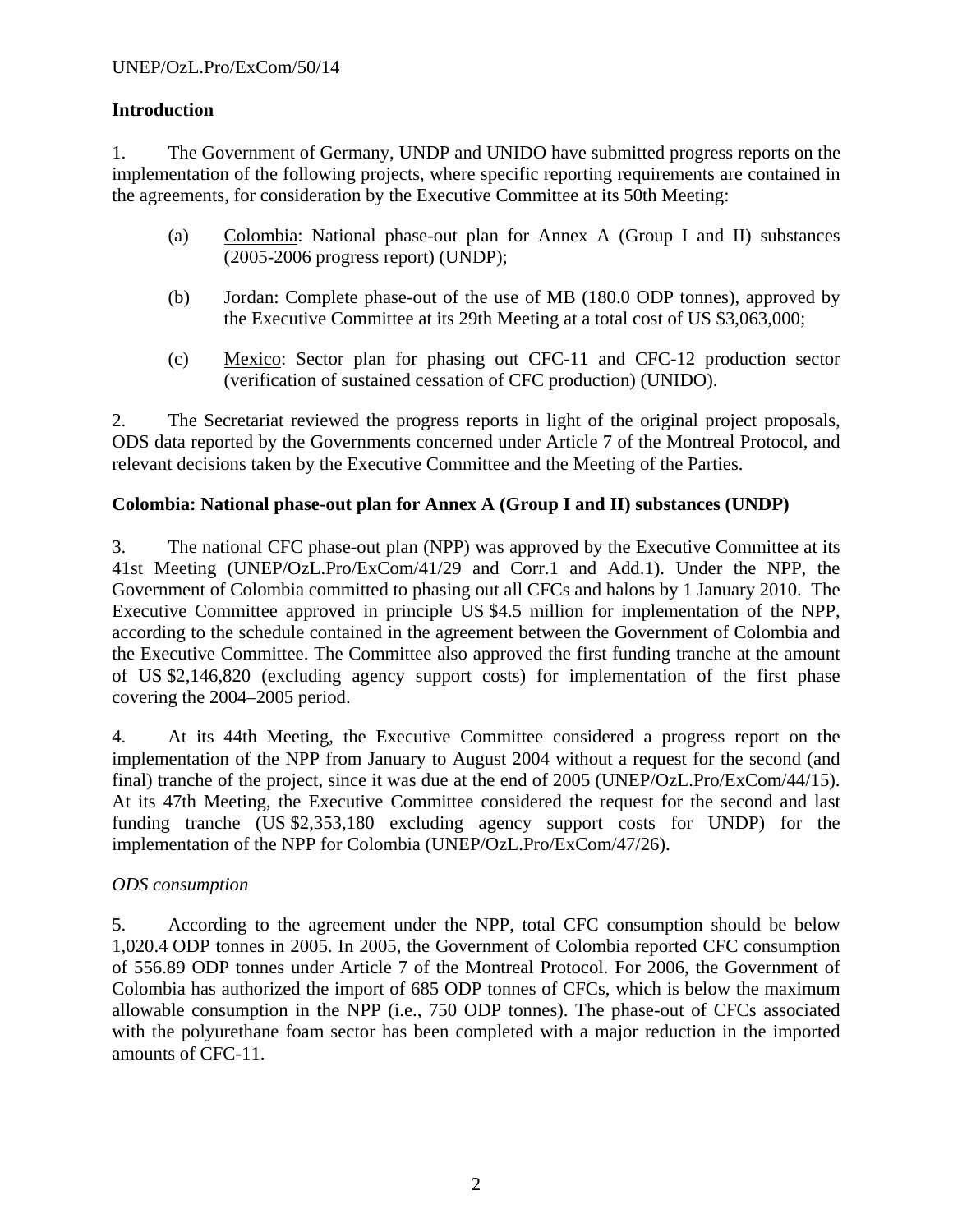## Introduction

1. The Government of Germany, UNDP and UNIDO have submitted progress reports on the implementation of the following projects, where specific reporting requirements are contained in the agreements, for consideration by the Executive Committee at its 50th Meeting:

   (a) Colombia: National phase-out plan for Annex A (Group I and II) substances (2005-2006 progress report) (UNDP);

   (b) Jordan: Complete phase-out of the use of MB (180.0 ODP tonnes), approved by the Executive Committee at its 29th Meeting at a total cost of US $3,063,000;

   (c) Mexico: Sector plan for phasing out CFC-11 and CFC-12 production sector (verification of sustained cessation of CFC production) (UNIDO).

2. The Secretariat reviewed the progress reports in light of the original project proposals, ODS data reported by the Governments concerned under Article 7 of the Montreal Protocol, and relevant decisions taken by the Executive Committee and the Meeting of the Parties.

### Colombia: National phase-out plan for Annex A (Group I and II) substances (UNDP)

3. The national CFC phase-out plan (NPP) was approved by the Executive Committee at its 41st Meeting (UNEP/OzL.Pro/ExCom/41/29 and Corr.1 and Add.1). Under the NPP, the Government of Colombia committed to phasing out all CFCs and halons by 1 January 2010. The Executive Committee approved in principle US $4.5 million for implementation of the NPP, according to the schedule contained in the agreement between the Government of Colombia and the Executive Committee. The Committee also approved the first funding tranche at the amount of US $2,146,820 (excluding agency support costs) for implementation of the first phase covering the 2004–2005 period.

4. At its 44th Meeting, the Executive Committee considered a progress report on the implementation of the NPP from January to August 2004 without a request for the second (and final) tranche of the project, since it was due at the end of 2005 (UNEP/OzL.Pro/ExCom/44/15). At its 47th Meeting, the Executive Committee considered the request for the second and last funding tranche (US $2,353,180 excluding agency support costs for UNDP) for the implementation of the NPP for Colombia (UNEP/OzL.Pro/ExCom/47/26).

*ODS consumption*

5. According to the agreement under the NPP, total CFC consumption should be below 1,020.4 ODP tonnes in 2005. In 2005, the Government of Colombia reported CFC consumption of 556.89 ODP tonnes under Article 7 of the Montreal Protocol. For 2006, the Government of Colombia has authorized the import of 685 ODP tonnes of CFCs, which is below the maximum allowable consumption in the NPP (i.e., 750 ODP tonnes). The phase-out of CFCs associated with the polyurethane foam sector has been completed with a major reduction in the imported amounts of CFC-11.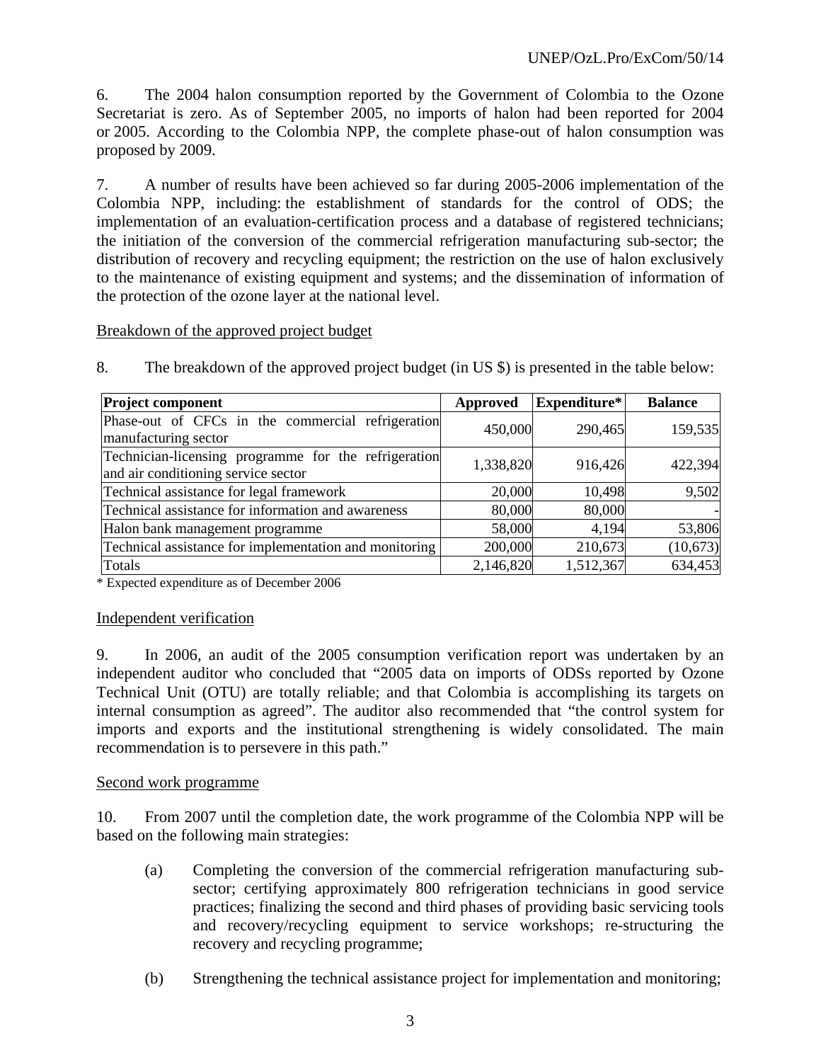6. The 2004 halon consumption reported by the Government of Colombia to the Ozone Secretariat is zero. As of September 2005, no imports of halon had been reported for 2004 or 2005. According to the Colombia NPP, the complete phase-out of halon consumption was proposed by 2009.

7. A number of results have been achieved so far during 2005-2006 implementation of the Colombia NPP, including: the establishment of standards for the control of ODS; the implementation of an evaluation-certification process and a database of registered technicians; the initiation of the conversion of the commercial refrigeration manufacturing sub-sector; the distribution of recovery and recycling equipment; the restriction on the use of halon exclusively to the maintenance of existing equipment and systems; and the dissemination of information of the protection of the ozone layer at the national level.

Breakdown of the approved project budget

8. The breakdown of the approved project budget (in US $) is presented in the table below:

| Project component | Approved | Expenditure* | Balance |
|---|---|---|---|
| Phase-out of CFCs in the commercial refrigeration manufacturing sector | 450,000 | 290,465 | 159,535 |
| Technician-licensing programme for the refrigeration and air conditioning service sector | 1,338,820 | 916,426 | 422,394 |
| Technical assistance for legal framework | 20,000 | 10,498 | 9,502 |
| Technical assistance for information and awareness | 80,000 | 80,000 | - |
| Halon bank management programme | 58,000 | 4,194 | 53,806 |
| Technical assistance for implementation and monitoring | 200,000 | 210,673 | (10,673) |
| Totals | 2,146,820 | 1,512,367 | 634,453 |

* Expected expenditure as of December 2006

Independent verification

9. In 2006, an audit of the 2005 consumption verification report was undertaken by an independent auditor who concluded that "2005 data on imports of ODSs reported by Ozone Technical Unit (OTU) are totally reliable; and that Colombia is accomplishing its targets on internal consumption as agreed". The auditor also recommended that "the control system for imports and exports and the institutional strengthening is widely consolidated. The main recommendation is to persevere in this path."

Second work programme

10. From 2007 until the completion date, the work programme of the Colombia NPP will be based on the following main strategies:

(a) Completing the conversion of the commercial refrigeration manufacturing sub-sector; certifying approximately 800 refrigeration technicians in good service practices; finalizing the second and third phases of providing basic servicing tools and recovery/recycling equipment to service workshops; re-structuring the recovery and recycling programme;

(b) Strengthening the technical assistance project for implementation and monitoring;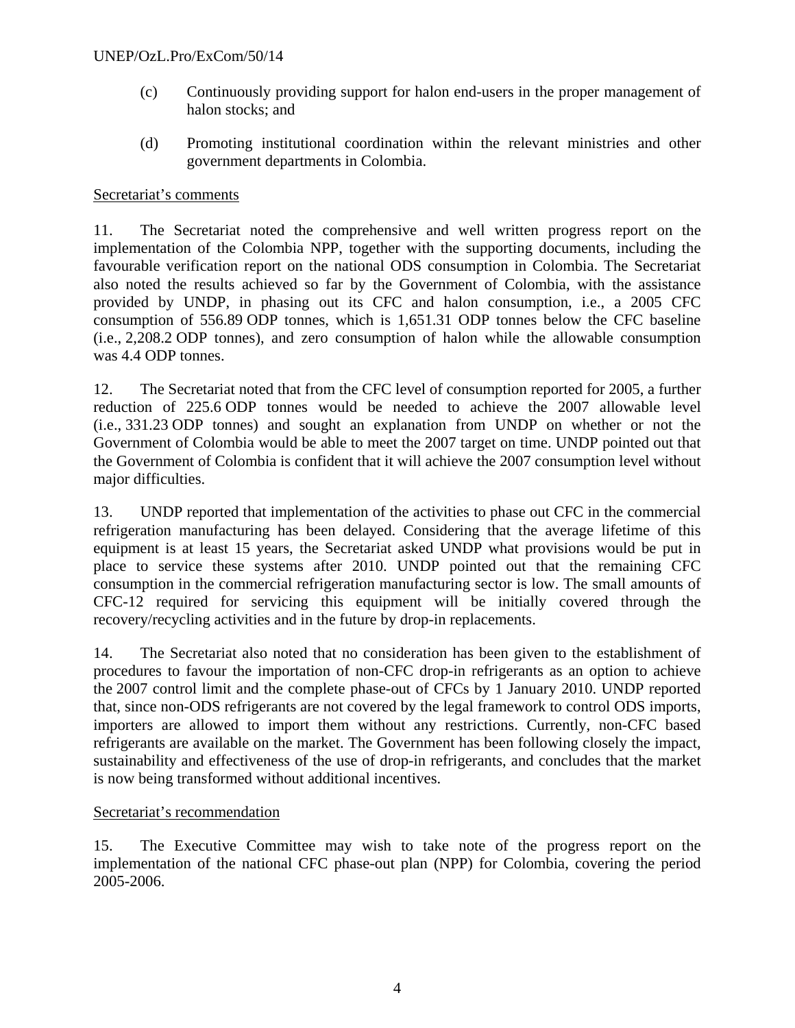(c) Continuously providing support for halon end-users in the proper management of halon stocks; and

(d) Promoting institutional coordination within the relevant ministries and other government departments in Colombia.

Secretariat's comments

11. The Secretariat noted the comprehensive and well written progress report on the implementation of the Colombia NPP, together with the supporting documents, including the favourable verification report on the national ODS consumption in Colombia. The Secretariat also noted the results achieved so far by the Government of Colombia, with the assistance provided by UNDP, in phasing out its CFC and halon consumption, i.e., a 2005 CFC consumption of 556.89 ODP tonnes, which is 1,651.31 ODP tonnes below the CFC baseline (i.e., 2,208.2 ODP tonnes), and zero consumption of halon while the allowable consumption was 4.4 ODP tonnes.

12. The Secretariat noted that from the CFC level of consumption reported for 2005, a further reduction of 225.6 ODP tonnes would be needed to achieve the 2007 allowable level (i.e., 331.23 ODP tonnes) and sought an explanation from UNDP on whether or not the Government of Colombia would be able to meet the 2007 target on time. UNDP pointed out that the Government of Colombia is confident that it will achieve the 2007 consumption level without major difficulties.

13. UNDP reported that implementation of the activities to phase out CFC in the commercial refrigeration manufacturing has been delayed. Considering that the average lifetime of this equipment is at least 15 years, the Secretariat asked UNDP what provisions would be put in place to service these systems after 2010. UNDP pointed out that the remaining CFC consumption in the commercial refrigeration manufacturing sector is low. The small amounts of CFC-12 required for servicing this equipment will be initially covered through the recovery/recycling activities and in the future by drop-in replacements.

14. The Secretariat also noted that no consideration has been given to the establishment of procedures to favour the importation of non-CFC drop-in refrigerants as an option to achieve the 2007 control limit and the complete phase-out of CFCs by 1 January 2010. UNDP reported that, since non-ODS refrigerants are not covered by the legal framework to control ODS imports, importers are allowed to import them without any restrictions. Currently, non-CFC based refrigerants are available on the market. The Government has been following closely the impact, sustainability and effectiveness of the use of drop-in refrigerants, and concludes that the market is now being transformed without additional incentives.

Secretariat's recommendation

15. The Executive Committee may wish to take note of the progress report on the implementation of the national CFC phase-out plan (NPP) for Colombia, covering the period 2005-2006.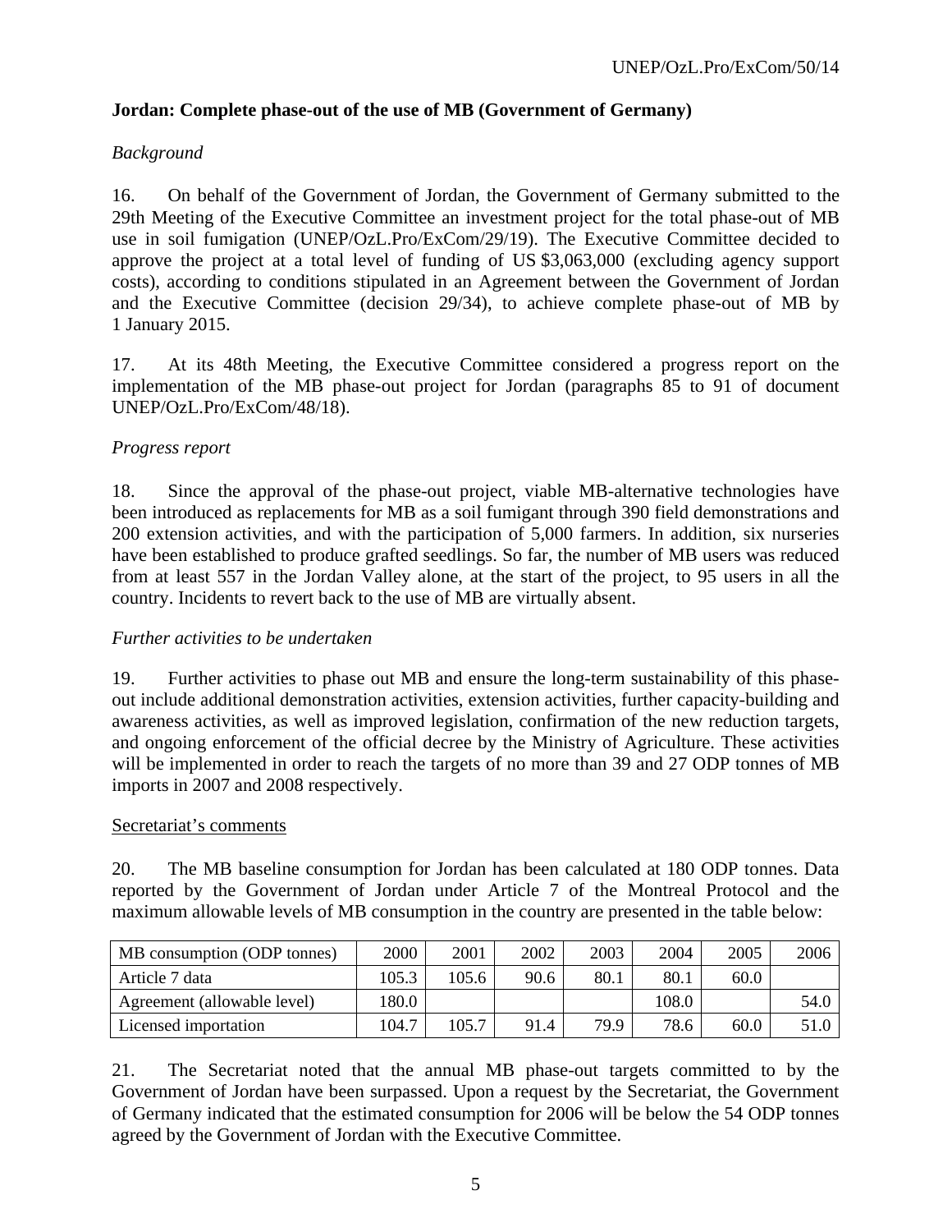**Jordan: Complete phase-out of the use of MB (Government of Germany)**

*Background*

16. On behalf of the Government of Jordan, the Government of Germany submitted to the 29th Meeting of the Executive Committee an investment project for the total phase-out of MB use in soil fumigation (UNEP/OzL.Pro/ExCom/29/19). The Executive Committee decided to approve the project at a total level of funding of US $3,063,000 (excluding agency support costs), according to conditions stipulated in an Agreement between the Government of Jordan and the Executive Committee (decision 29/34), to achieve complete phase-out of MB by 1 January 2015.

17. At its 48th Meeting, the Executive Committee considered a progress report on the implementation of the MB phase-out project for Jordan (paragraphs 85 to 91 of document UNEP/OzL.Pro/ExCom/48/18).

*Progress report*

18. Since the approval of the phase-out project, viable MB-alternative technologies have been introduced as replacements for MB as a soil fumigant through 390 field demonstrations and 200 extension activities, and with the participation of 5,000 farmers. In addition, six nurseries have been established to produce grafted seedlings. So far, the number of MB users was reduced from at least 557 in the Jordan Valley alone, at the start of the project, to 95 users in all the country. Incidents to revert back to the use of MB are virtually absent.

*Further activities to be undertaken*

19. Further activities to phase out MB and ensure the long-term sustainability of this phase-out include additional demonstration activities, extension activities, further capacity-building and awareness activities, as well as improved legislation, confirmation of the new reduction targets, and ongoing enforcement of the official decree by the Ministry of Agriculture. These activities will be implemented in order to reach the targets of no more than 39 and 27 ODP tonnes of MB imports in 2007 and 2008 respectively.

Secretariat's comments

20. The MB baseline consumption for Jordan has been calculated at 180 ODP tonnes. Data reported by the Government of Jordan under Article 7 of the Montreal Protocol and the maximum allowable levels of MB consumption in the country are presented in the table below:

| MB consumption (ODP tonnes) | 2000 | 2001 | 2002 | 2003 | 2004 | 2005 | 2006 |
|---|---|---|---|---|---|---|---|
| Article 7 data | 105.3 | 105.6 | 90.6 | 80.1 | 80.1 | 60.0 | |
| Agreement (allowable level) | 180.0 | | | | 108.0 | | 54.0 |
| Licensed importation | 104.7 | 105.7 | 91.4 | 79.9 | 78.6 | 60.0 | 51.0 |

21. The Secretariat noted that the annual MB phase-out targets committed to by the Government of Jordan have been surpassed. Upon a request by the Secretariat, the Government of Germany indicated that the estimated consumption for 2006 will be below the 54 ODP tonnes agreed by the Government of Jordan with the Executive Committee.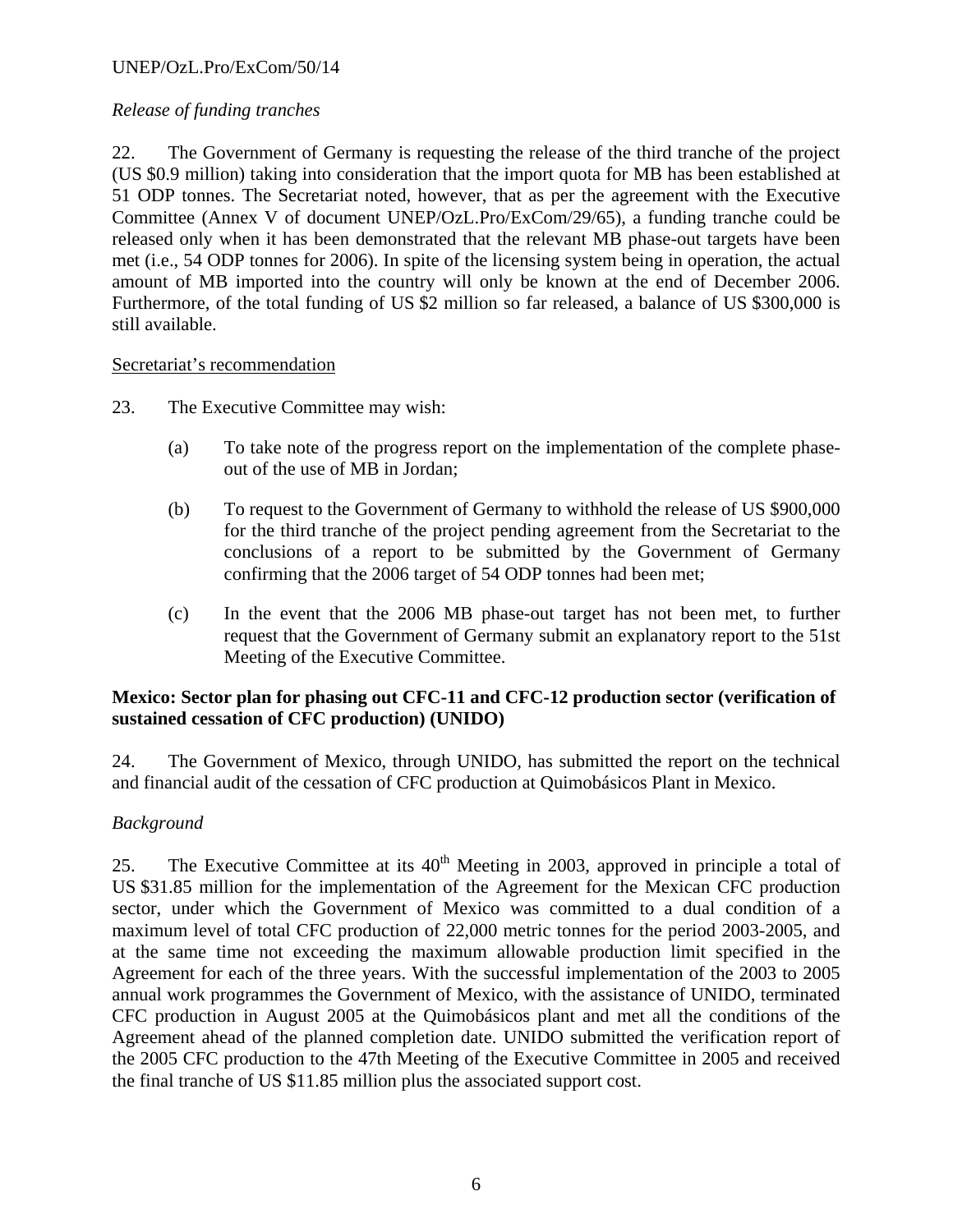*Release of funding tranches*

22. The Government of Germany is requesting the release of the third tranche of the project (US $0.9 million) taking into consideration that the import quota for MB has been established at 51 ODP tonnes. The Secretariat noted, however, that as per the agreement with the Executive Committee (Annex V of document UNEP/OzL.Pro/ExCom/29/65), a funding tranche could be released only when it has been demonstrated that the relevant MB phase-out targets have been met (i.e., 54 ODP tonnes for 2006). In spite of the licensing system being in operation, the actual amount of MB imported into the country will only be known at the end of December 2006. Furthermore, of the total funding of US $2 million so far released, a balance of US $300,000 is still available.

Secretariat's recommendation

23. The Executive Committee may wish:

(a) To take note of the progress report on the implementation of the complete phase-out of the use of MB in Jordan;

(b) To request to the Government of Germany to withhold the release of US $900,000 for the third tranche of the project pending agreement from the Secretariat to the conclusions of a report to be submitted by the Government of Germany confirming that the 2006 target of 54 ODP tonnes had been met;

(c) In the event that the 2006 MB phase-out target has not been met, to further request that the Government of Germany submit an explanatory report to the 51st Meeting of the Executive Committee.

**Mexico: Sector plan for phasing out CFC-11 and CFC-12 production sector (verification of sustained cessation of CFC production) (UNIDO)**

24. The Government of Mexico, through UNIDO, has submitted the report on the technical and financial audit of the cessation of CFC production at Quimobásicos Plant in Mexico.

*Background*

25. The Executive Committee at its 40th Meeting in 2003, approved in principle a total of US $31.85 million for the implementation of the Agreement for the Mexican CFC production sector, under which the Government of Mexico was committed to a dual condition of a maximum level of total CFC production of 22,000 metric tonnes for the period 2003-2005, and at the same time not exceeding the maximum allowable production limit specified in the Agreement for each of the three years. With the successful implementation of the 2003 to 2005 annual work programmes the Government of Mexico, with the assistance of UNIDO, terminated CFC production in August 2005 at the Quimobásicos plant and met all the conditions of the Agreement ahead of the planned completion date. UNIDO submitted the verification report of the 2005 CFC production to the 47th Meeting of the Executive Committee in 2005 and received the final tranche of US $11.85 million plus the associated support cost.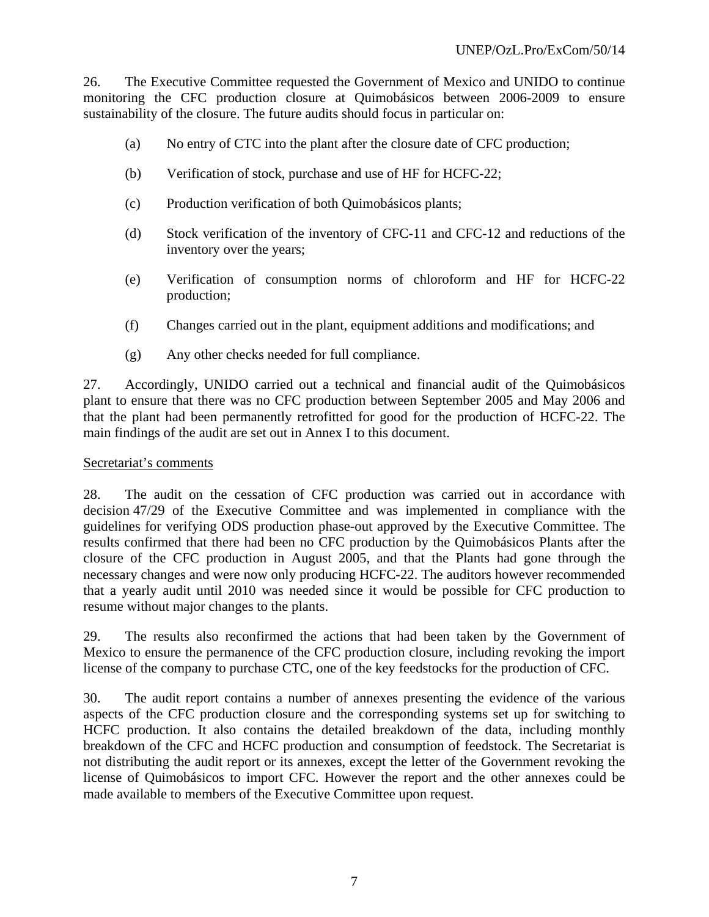26. The Executive Committee requested the Government of Mexico and UNIDO to continue monitoring the CFC production closure at Quimobásicos between 2006-2009 to ensure sustainability of the closure. The future audits should focus in particular on:

(a) No entry of CTC into the plant after the closure date of CFC production;

(b) Verification of stock, purchase and use of HF for HCFC-22;

(c) Production verification of both Quimobásicos plants;

(d) Stock verification of the inventory of CFC-11 and CFC-12 and reductions of the inventory over the years;

(e) Verification of consumption norms of chloroform and HF for HCFC-22 production;

(f) Changes carried out in the plant, equipment additions and modifications; and

(g) Any other checks needed for full compliance.

27. Accordingly, UNIDO carried out a technical and financial audit of the Quimobásicos plant to ensure that there was no CFC production between September 2005 and May 2006 and that the plant had been permanently retrofitted for good for the production of HCFC-22. The main findings of the audit are set out in Annex I to this document.

Secretariat's comments

28. The audit on the cessation of CFC production was carried out in accordance with decision 47/29 of the Executive Committee and was implemented in compliance with the guidelines for verifying ODS production phase-out approved by the Executive Committee. The results confirmed that there had been no CFC production by the Quimobásicos Plants after the closure of the CFC production in August 2005, and that the Plants had gone through the necessary changes and were now only producing HCFC-22. The auditors however recommended that a yearly audit until 2010 was needed since it would be possible for CFC production to resume without major changes to the plants.

29. The results also reconfirmed the actions that had been taken by the Government of Mexico to ensure the permanence of the CFC production closure, including revoking the import license of the company to purchase CTC, one of the key feedstocks for the production of CFC.

30. The audit report contains a number of annexes presenting the evidence of the various aspects of the CFC production closure and the corresponding systems set up for switching to HCFC production. It also contains the detailed breakdown of the data, including monthly breakdown of the CFC and HCFC production and consumption of feedstock. The Secretariat is not distributing the audit report or its annexes, except the letter of the Government revoking the license of Quimobásicos to import CFC. However the report and the other annexes could be made available to members of the Executive Committee upon request.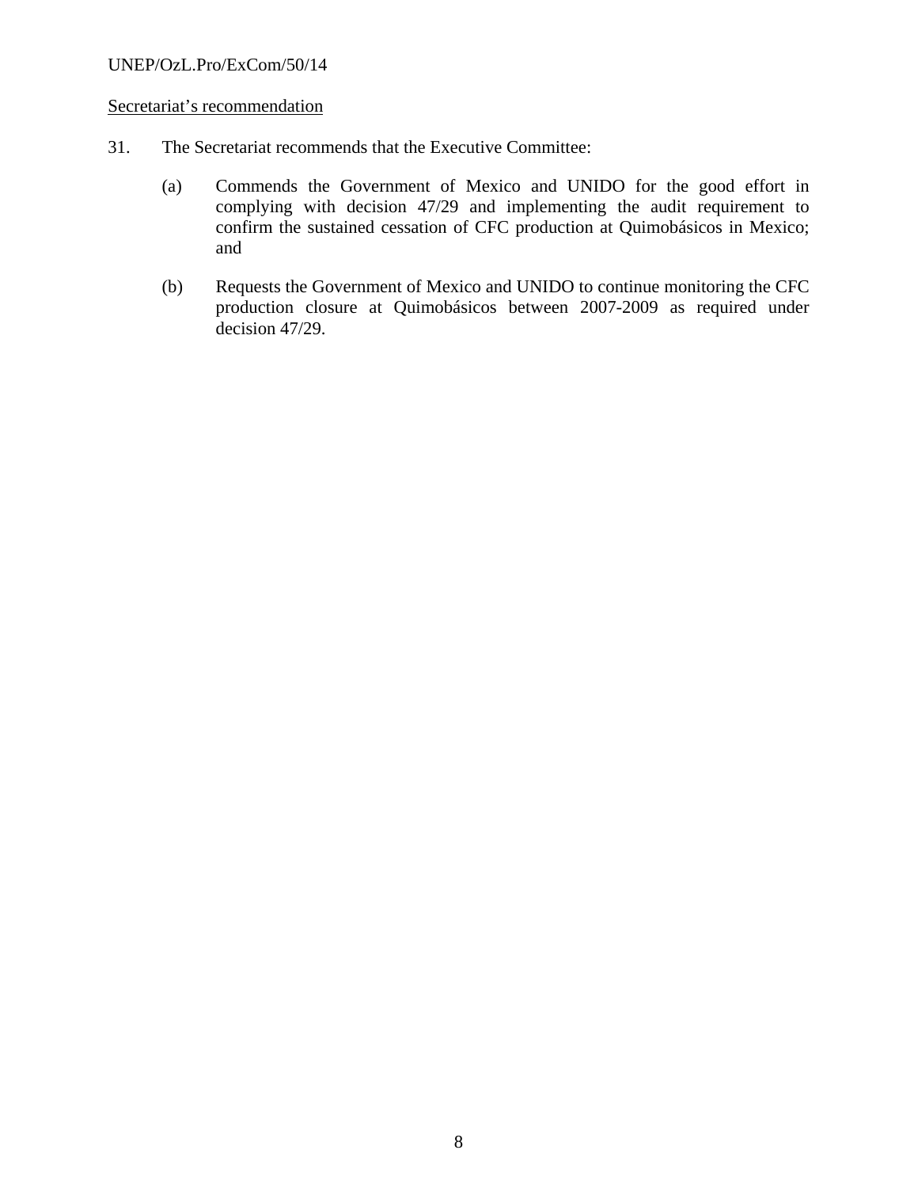<u>Secretariat's recommendation</u>

31. The Secretariat recommends that the Executive Committee:

    (a) Commends the Government of Mexico and UNIDO for the good effort in complying with decision 47/29 and implementing the audit requirement to confirm the sustained cessation of CFC production at Quimobásicos in Mexico; and

    (b) Requests the Government of Mexico and UNIDO to continue monitoring the CFC production closure at Quimobásicos between 2007-2009 as required under decision 47/29.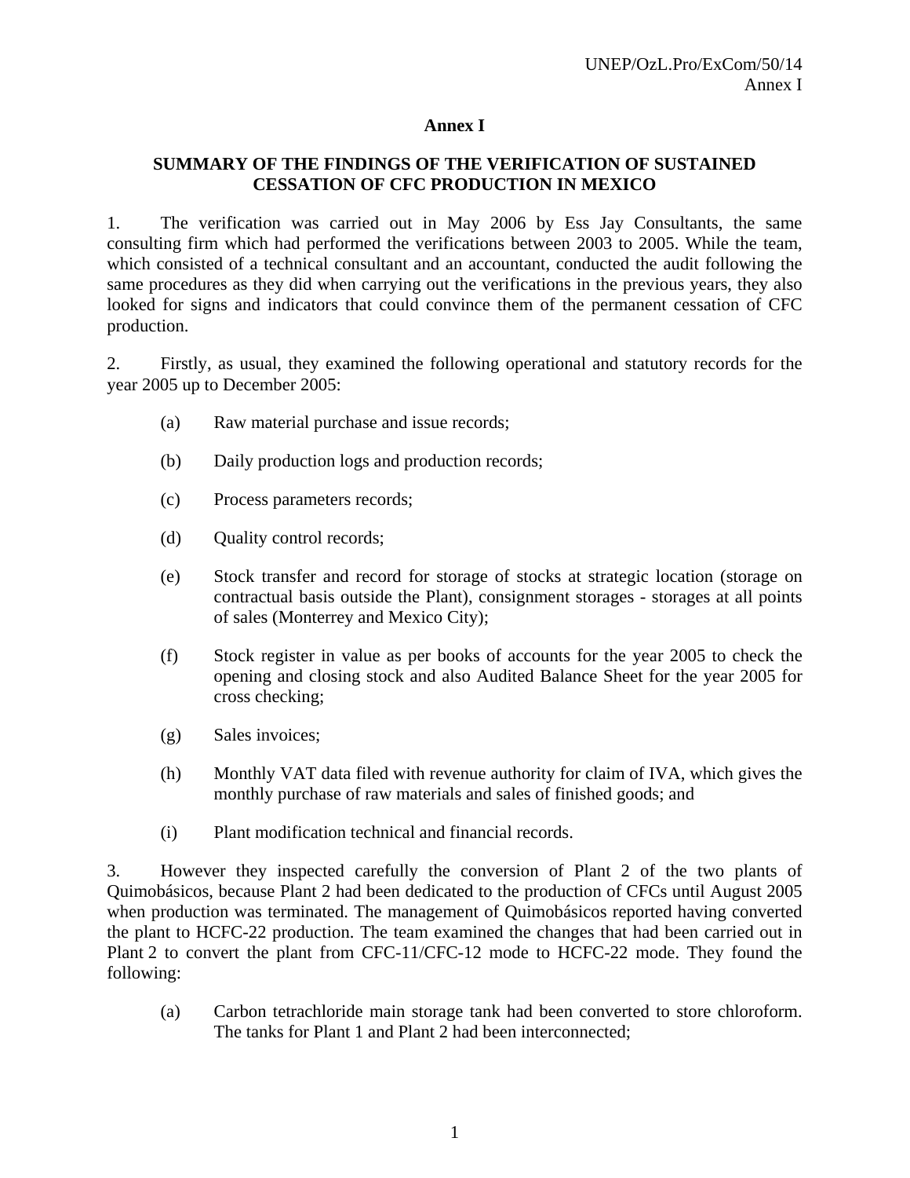# Annex I

## SUMMARY OF THE FINDINGS OF THE VERIFICATION OF SUSTAINED CESSATION OF CFC PRODUCTION IN MEXICO

1. The verification was carried out in May 2006 by Ess Jay Consultants, the same consulting firm which had performed the verifications between 2003 to 2005. While the team, which consisted of a technical consultant and an accountant, conducted the audit following the same procedures as they did when carrying out the verifications in the previous years, they also looked for signs and indicators that could convince them of the permanent cessation of CFC production.

2. Firstly, as usual, they examined the following operational and statutory records for the year 2005 up to December 2005:

   (a) Raw material purchase and issue records;

   (b) Daily production logs and production records;

   (c) Process parameters records;

   (d) Quality control records;

   (e) Stock transfer and record for storage of stocks at strategic location (storage on contractual basis outside the Plant), consignment storages - storages at all points of sales (Monterrey and Mexico City);

   (f) Stock register in value as per books of accounts for the year 2005 to check the opening and closing stock and also Audited Balance Sheet for the year 2005 for cross checking;

   (g) Sales invoices;

   (h) Monthly VAT data filed with revenue authority for claim of IVA, which gives the monthly purchase of raw materials and sales of finished goods; and

   (i) Plant modification technical and financial records.

3. However they inspected carefully the conversion of Plant 2 of the two plants of Quimobásicos, because Plant 2 had been dedicated to the production of CFCs until August 2005 when production was terminated. The management of Quimobásicos reported having converted the plant to HCFC-22 production. The team examined the changes that had been carried out in Plant 2 to convert the plant from CFC-11/CFC-12 mode to HCFC-22 mode. They found the following:

   (a) Carbon tetrachloride main storage tank had been converted to store chloroform. The tanks for Plant 1 and Plant 2 had been interconnected;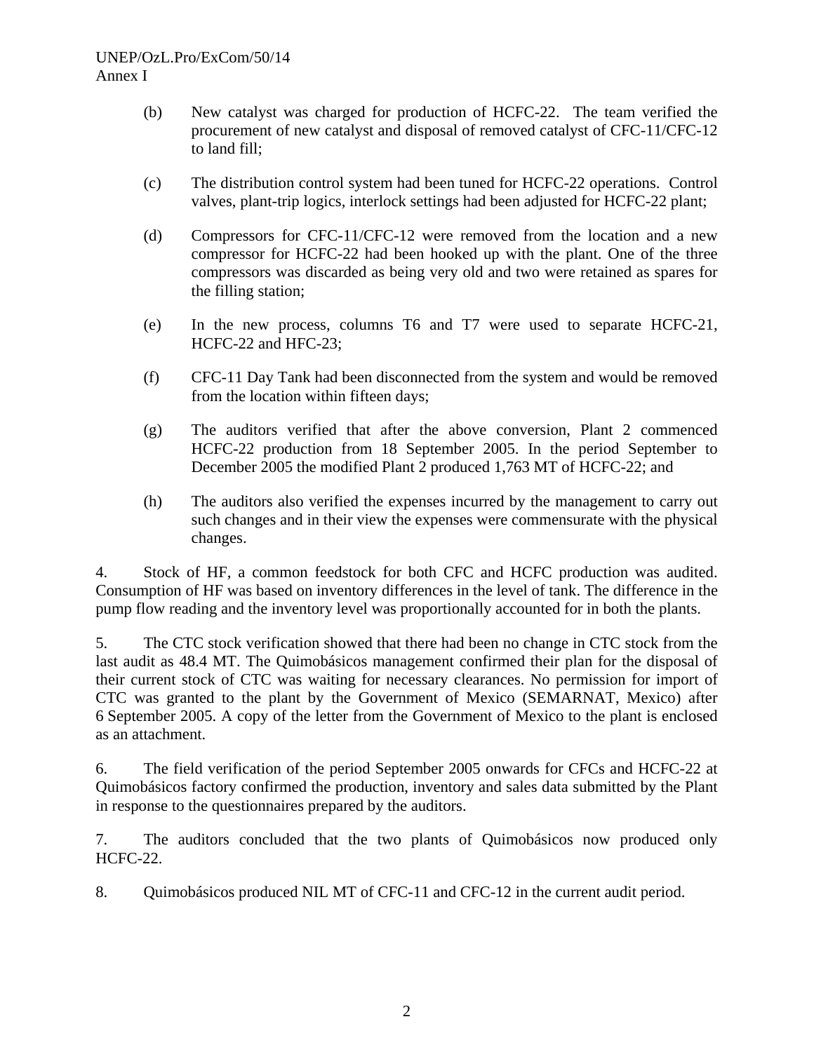(b) New catalyst was charged for production of HCFC-22. The team verified the procurement of new catalyst and disposal of removed catalyst of CFC-11/CFC-12 to land fill;

(c) The distribution control system had been tuned for HCFC-22 operations. Control valves, plant-trip logics, interlock settings had been adjusted for HCFC-22 plant;

(d) Compressors for CFC-11/CFC-12 were removed from the location and a new compressor for HCFC-22 had been hooked up with the plant. One of the three compressors was discarded as being very old and two were retained as spares for the filling station;

(e) In the new process, columns T6 and T7 were used to separate HCFC-21, HCFC-22 and HFC-23;

(f) CFC-11 Day Tank had been disconnected from the system and would be removed from the location within fifteen days;

(g) The auditors verified that after the above conversion, Plant 2 commenced HCFC-22 production from 18 September 2005. In the period September to December 2005 the modified Plant 2 produced 1,763 MT of HCFC-22; and

(h) The auditors also verified the expenses incurred by the management to carry out such changes and in their view the expenses were commensurate with the physical changes.

4. Stock of HF, a common feedstock for both CFC and HCFC production was audited. Consumption of HF was based on inventory differences in the level of tank. The difference in the pump flow reading and the inventory level was proportionally accounted for in both the plants.

5. The CTC stock verification showed that there had been no change in CTC stock from the last audit as 48.4 MT. The Quimobásicos management confirmed their plan for the disposal of their current stock of CTC was waiting for necessary clearances. No permission for import of CTC was granted to the plant by the Government of Mexico (SEMARNAT, Mexico) after 6 September 2005. A copy of the letter from the Government of Mexico to the plant is enclosed as an attachment.

6. The field verification of the period September 2005 onwards for CFCs and HCFC-22 at Quimobásicos factory confirmed the production, inventory and sales data submitted by the Plant in response to the questionnaires prepared by the auditors.

7. The auditors concluded that the two plants of Quimobásicos now produced only HCFC-22.

8. Quimobásicos produced NIL MT of CFC-11 and CFC-12 in the current audit period.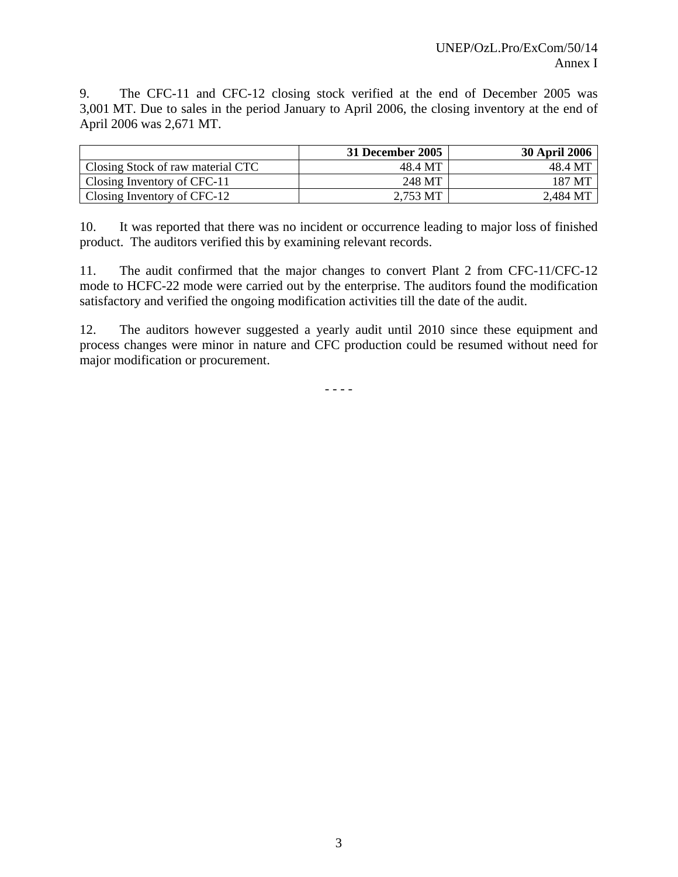9. The CFC-11 and CFC-12 closing stock verified at the end of December 2005 was 3,001 MT. Due to sales in the period January to April 2006, the closing inventory at the end of April 2006 was 2,671 MT.

| | **31 December 2005** | **30 April 2006** |
|---|---:|---:|
| Closing Stock of raw material CTC | 48.4 MT | 48.4 MT |
| Closing Inventory of CFC-11 | 248 MT | 187 MT |
| Closing Inventory of CFC-12 | 2,753 MT | 2,484 MT |

10. It was reported that there was no incident or occurrence leading to major loss of finished product. The auditors verified this by examining relevant records.

11. The audit confirmed that the major changes to convert Plant 2 from CFC-11/CFC-12 mode to HCFC-22 mode were carried out by the enterprise. The auditors found the modification satisfactory and verified the ongoing modification activities till the date of the audit.

12. The auditors however suggested a yearly audit until 2010 since these equipment and process changes were minor in nature and CFC production could be resumed without need for major modification or procurement.

- - - -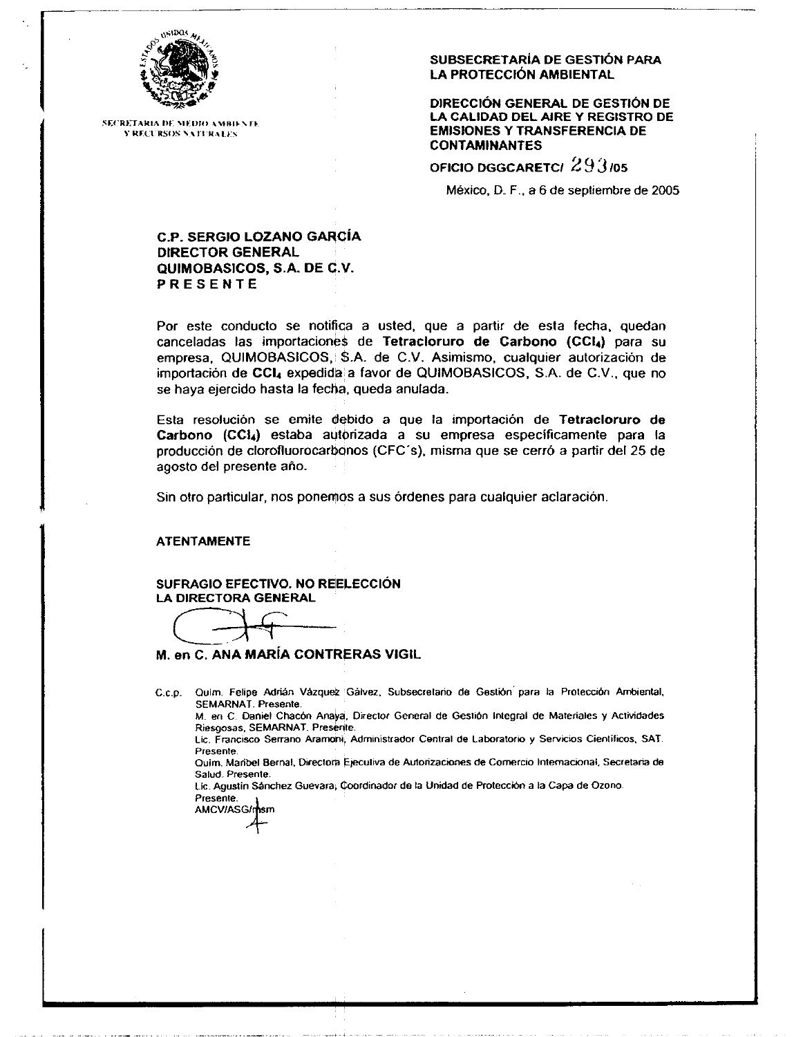SECRETARIA DE MEDIO AMBIENTE Y RECURSOS NATURALES

**SUBSECRETARÍA DE GESTIÓN PARA LA PROTECCIÓN AMBIENTAL**

**DIRECCIÓN GENERAL DE GESTIÓN DE LA CALIDAD DEL AIRE Y REGISTRO DE EMISIONES Y TRANSFERENCIA DE CONTAMINANTES**

**OFICIO DGGCARETC/ 293/05**

México, D. F., a 6 de septiembre de 2005

**C.P. SERGIO LOZANO GARCÍA**
**DIRECTOR GENERAL**
**QUIMOBASICOS, S.A. DE C.V.**
**P R E S E N T E**

Por este conducto se notifica a usted, que a partir de esta fecha, quedan canceladas las importaciones de **Tetracloruro de Carbono ($CCl_4$)** para su empresa, QUIMOBASICOS, S.A. de C.V. Asimismo, cualquier autorización de importación de **$CCl_4$** expedida a favor de QUIMOBASICOS, S.A. de C.V., que no se haya ejercido hasta la fecha, queda anulada.

Esta resolución se emite debido a que la importación de **Tetracloruro de Carbono ($CCl_4$)** estaba autorizada a su empresa específicamente para la producción de clorofluorocarbonos (CFC´s), misma que se cerró a partir del 25 de agosto del presente año.

Sin otro particular, nos ponemos a sus órdenes para cualquier aclaración.

**ATENTAMENTE**

**SUFRAGIO EFECTIVO. NO REELECCIÓN**
**LA DIRECTORA GENERAL**

**M. en C. ANA MARÍA CONTRERAS VIGIL**

C.c.p. Quim. Felipe Adrián Vázquez Gálvez, Subsecretario de Gestión para la Protección Ambiental, SEMARNAT. Presente.
M. en C. Daniel Chacón Anaya, Director General de Gestión Integral de Materiales y Actividades Riesgosas, SEMARNAT. Presente.
Lic. Francisco Serrano Aramoni, Administrador Central de Laboratorio y Servicios Científicos, SAT. Presente.
Quim. Maribel Bernal, Directora Ejecutiva de Autorizaciones de Comercio Internacional, Secretaria de Salud. Presente.
Lic. Agustín Sánchez Guevara, Coordinador de la Unidad de Protección a la Capa de Ozono. Presente.
AMCV/ASG/msm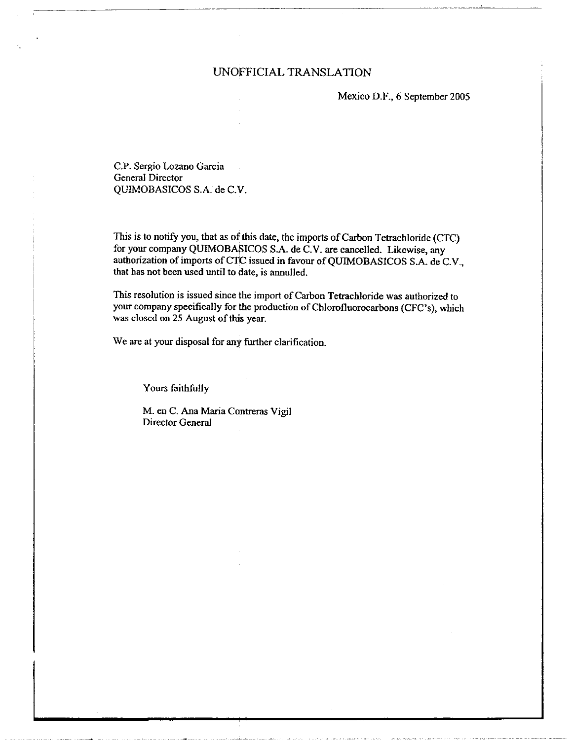# UNOFFICIAL TRANSLATION

Mexico D.F., 6 September 2005

C.P. Sergio Lozano Garcia
General Director
QUIMOBASICOS S.A. de C.V.

This is to notify you, that as of this date, the imports of Carbon Tetrachloride (CTC) for your company QUIMOBASICOS S.A. de C.V. are cancelled. Likewise, any authorization of imports of CTC issued in favour of QUIMOBASICOS S.A. de C.V., that has not been used until to date, is annulled.

This resolution is issued since the import of Carbon Tetrachloride was authorized to your company specifically for the production of Chlorofluorocarbons (CFC's), which was closed on 25 August of this year.

We are at your disposal for any further clarification.

Yours faithfully

M. en C. Ana Maria Contreras Vigil
Director General